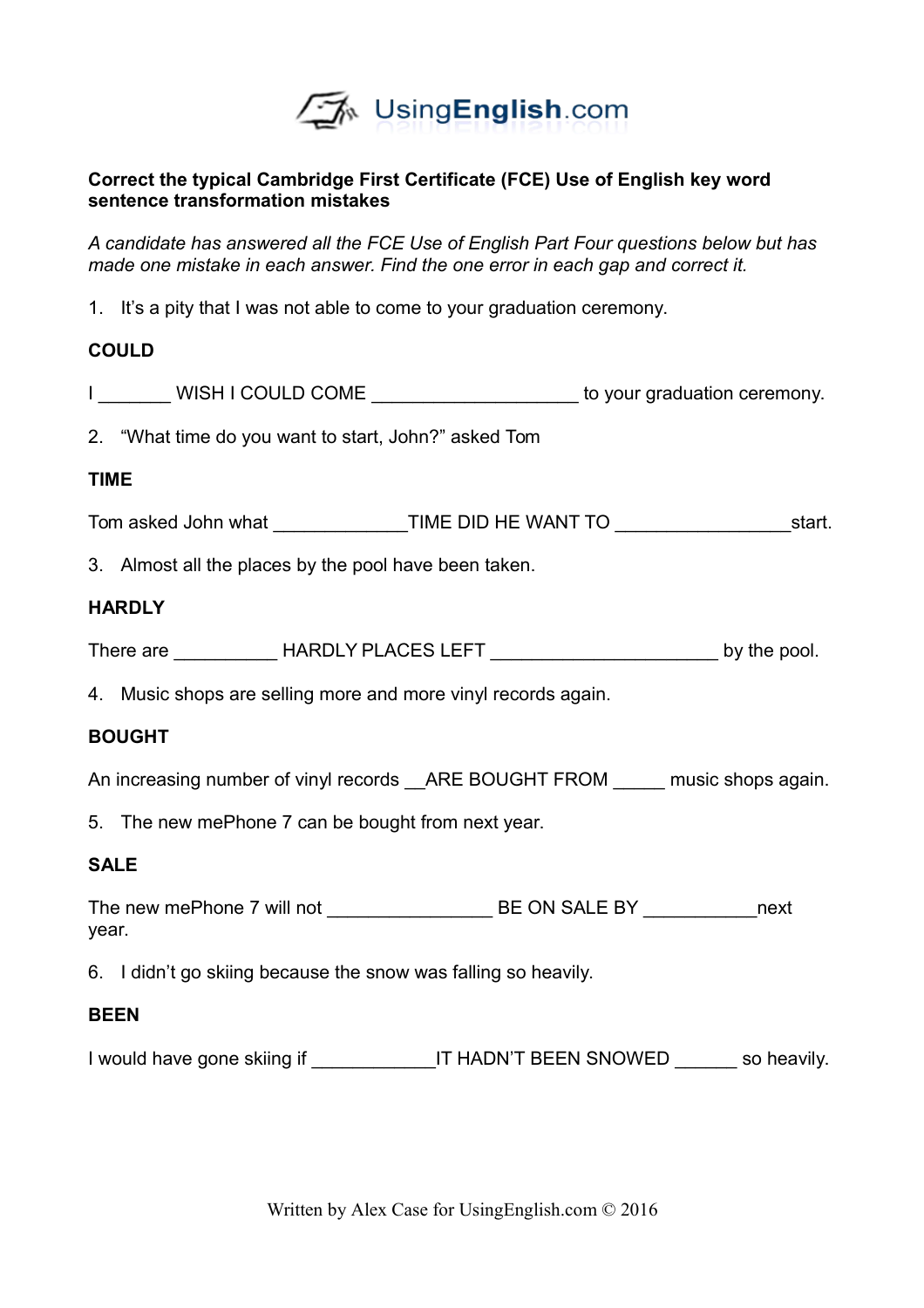UsingEnglish.com

**Correct the typical Cambridge First Certificate (FCE) Use of English key word sentence transformation mistakes**

*A candidate has answered all the FCE Use of English Part Four questions below but has made one mistake in each answer. Find the one error in each gap and correct it.*

1. It's a pity that I was not able to come to your graduation ceremony.

**COULD**

I _______ WISH I COULD COME ___________________ to your graduation ceremony.

2. "What time do you want to start, John?" asked Tom

**TIME**

Tom asked John what _____________TIME DID HE WANT TO ________________start.

3. Almost all the places by the pool have been taken.

**HARDLY**

There are __________ HARDLY PLACES LEFT _____________________ by the pool.

4. Music shops are selling more and more vinyl records again.

**BOUGHT**

An increasing number of vinyl records __ARE BOUGHT FROM _____ music shops again.

5. The new mePhone 7 can be bought from next year.

**SALE**

The new mePhone 7 will not _______________ BE ON SALE BY ___________next year.

6. I didn't go skiing because the snow was falling so heavily.

**BEEN**

I would have gone skiing if ____________IT HADN'T BEEN SNOWED ______ so heavily.

Written by Alex Case for UsingEnglish.com © 2016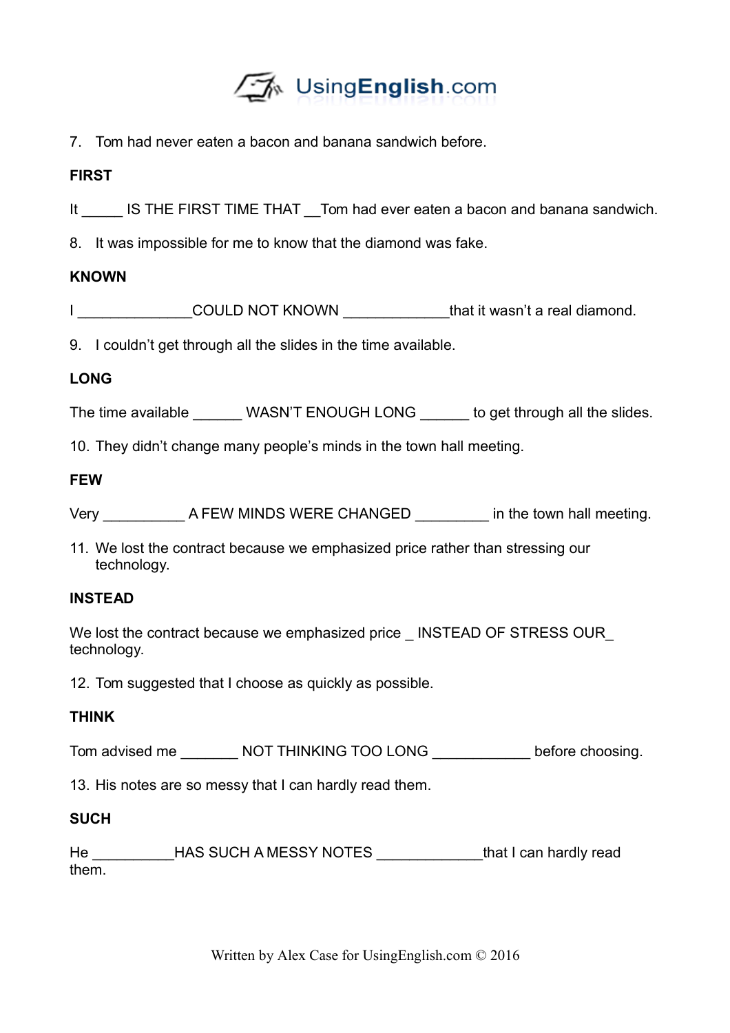7. Tom had never eaten a bacon and banana sandwich before.

**FIRST**

It _____ IS THE FIRST TIME THAT __Tom had ever eaten a bacon and banana sandwich.

8. It was impossible for me to know that the diamond was fake.

**KNOWN**

I ______________COULD NOT KNOWN _____________that it wasn't a real diamond.

9. I couldn't get through all the slides in the time available.

**LONG**

The time available ______ WASN'T ENOUGH LONG ______ to get through all the slides.

10. They didn't change many people's minds in the town hall meeting.

**FEW**

Very __________ A FEW MINDS WERE CHANGED _________ in the town hall meeting.

11. We lost the contract because we emphasized price rather than stressing our technology.

**INSTEAD**

We lost the contract because we emphasized price _ INSTEAD OF STRESS OUR_ technology.

12. Tom suggested that I choose as quickly as possible.

**THINK**

Tom advised me _______ NOT THINKING TOO LONG ____________ before choosing.

13. His notes are so messy that I can hardly read them.

**SUCH**

He __________HAS SUCH A MESSY NOTES _____________that I can hardly read them.

Written by Alex Case for UsingEnglish.com © 2016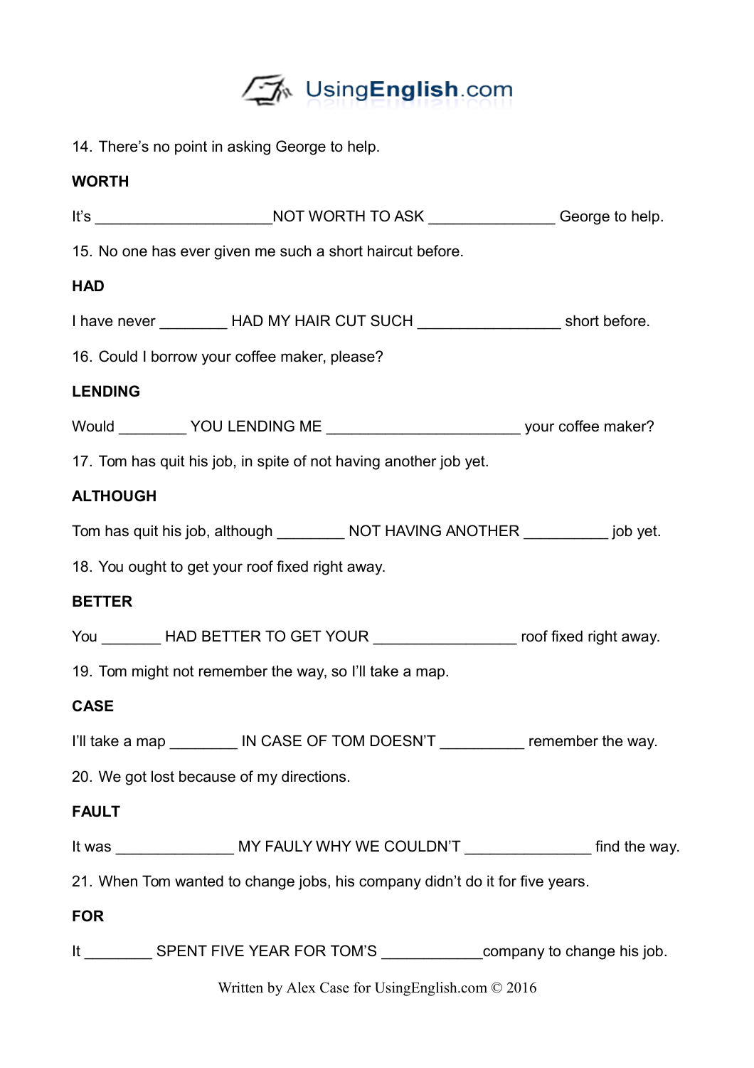14. There's no point in asking George to help.

**WORTH**

It's _____________________NOT WORTH TO ASK _______________ George to help.

15. No one has ever given me such a short haircut before.

**HAD**

I have never ________ HAD MY HAIR CUT SUCH _________________ short before.

16. Could I borrow your coffee maker, please?

**LENDING**

Would ________ YOU LENDING ME _______________________ your coffee maker?

17. Tom has quit his job, in spite of not having another job yet.

**ALTHOUGH**

Tom has quit his job, although ________ NOT HAVING ANOTHER __________ job yet.

18. You ought to get your roof fixed right away.

**BETTER**

You _______ HAD BETTER TO GET YOUR _________________ roof fixed right away.

19. Tom might not remember the way, so I'll take a map.

**CASE**

I'll take a map ________ IN CASE OF TOM DOESN'T __________ remember the way.

20. We got lost because of my directions.

**FAULT**

It was ______________ MY FAULY WHY WE COULDN'T _______________ find the way.

21. When Tom wanted to change jobs, his company didn't do it for five years.

**FOR**

It ________ SPENT FIVE YEAR FOR TOM'S ____________company to change his job.

Written by Alex Case for UsingEnglish.com © 2016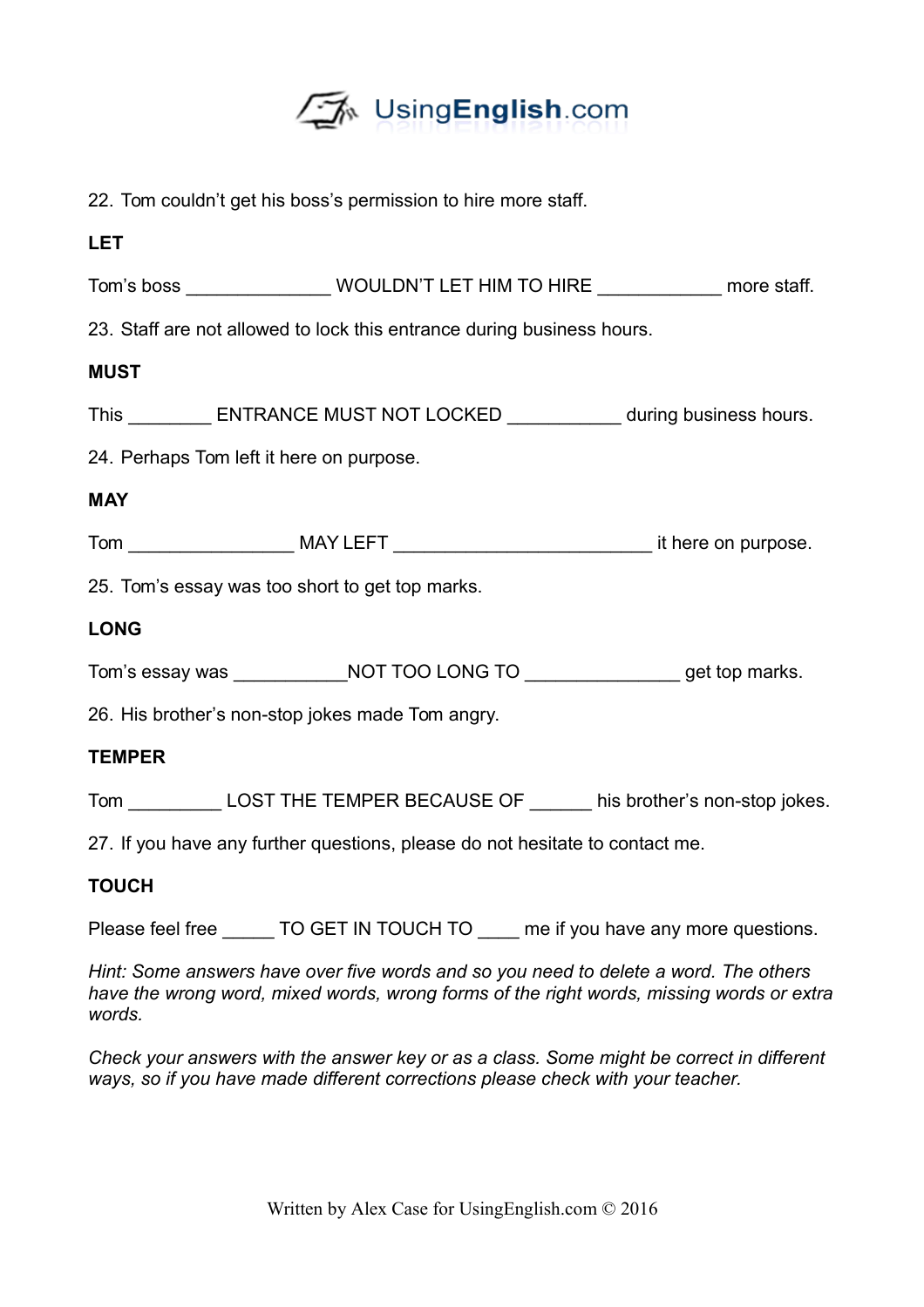22. Tom couldn't get his boss's permission to hire more staff.

**LET**

Tom's boss ______________ WOULDN'T LET HIM TO HIRE ____________ more staff.

23. Staff are not allowed to lock this entrance during business hours.

**MUST**

This ________ ENTRANCE MUST NOT LOCKED ___________ during business hours.

24. Perhaps Tom left it here on purpose.

**MAY**

Tom ________________ MAY LEFT _________________________ it here on purpose.

25. Tom's essay was too short to get top marks.

**LONG**

Tom's essay was ___________NOT TOO LONG TO _______________ get top marks.

26. His brother's non-stop jokes made Tom angry.

**TEMPER**

Tom _________ LOST THE TEMPER BECAUSE OF ______ his brother's non-stop jokes.

27. If you have any further questions, please do not hesitate to contact me.

**TOUCH**

Please feel free _____ TO GET IN TOUCH TO ____ me if you have any more questions.

*Hint: Some answers have over five words and so you need to delete a word. The others have the wrong word, mixed words, wrong forms of the right words, missing words or extra words.*

*Check your answers with the answer key or as a class. Some might be correct in different ways, so if you have made different corrections please check with your teacher.*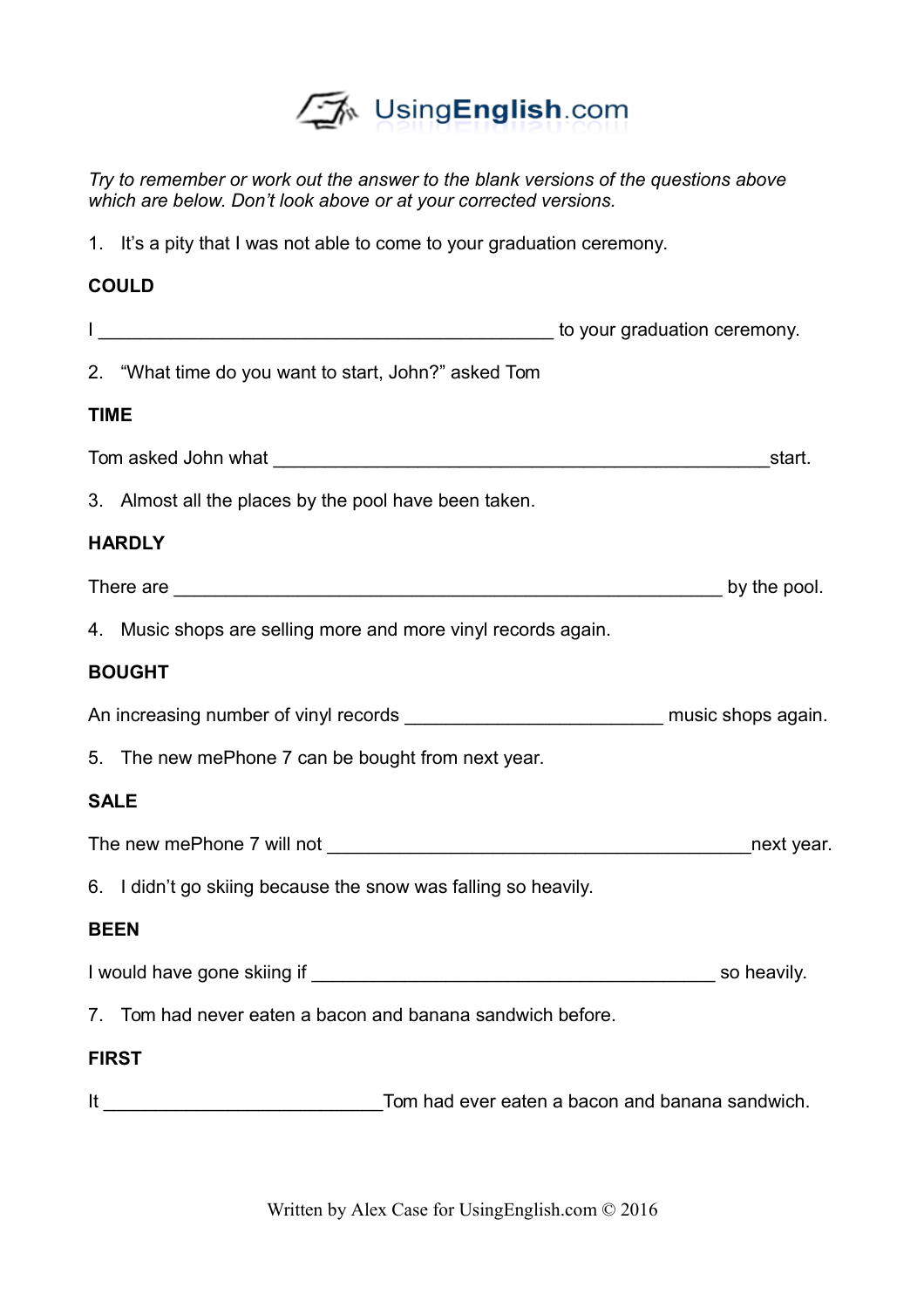*Try to remember or work out the answer to the blank versions of the questions above which are below. Don't look above or at your corrected versions.*

1. It's a pity that I was not able to come to your graduation ceremony.

**COULD**

I _______________________________________________ to your graduation ceremony.

2. "What time do you want to start, John?" asked Tom

**TIME**

Tom asked John what ___________________________________________________start.

3. Almost all the places by the pool have been taken.

**HARDLY**

There are ________________________________________________________ by the pool.

4. Music shops are selling more and more vinyl records again.

**BOUGHT**

An increasing number of vinyl records __________________________ music shops again.

5. The new mePhone 7 can be bought from next year.

**SALE**

The new mePhone 7 will not ___________________________________________next year.

6. I didn't go skiing because the snow was falling so heavily.

**BEEN**

I would have gone skiing if __________________________________________ so heavily.

7. Tom had never eaten a bacon and banana sandwich before.

**FIRST**

It _____________________________Tom had ever eaten a bacon and banana sandwich.

Written by Alex Case for UsingEnglish.com © 2016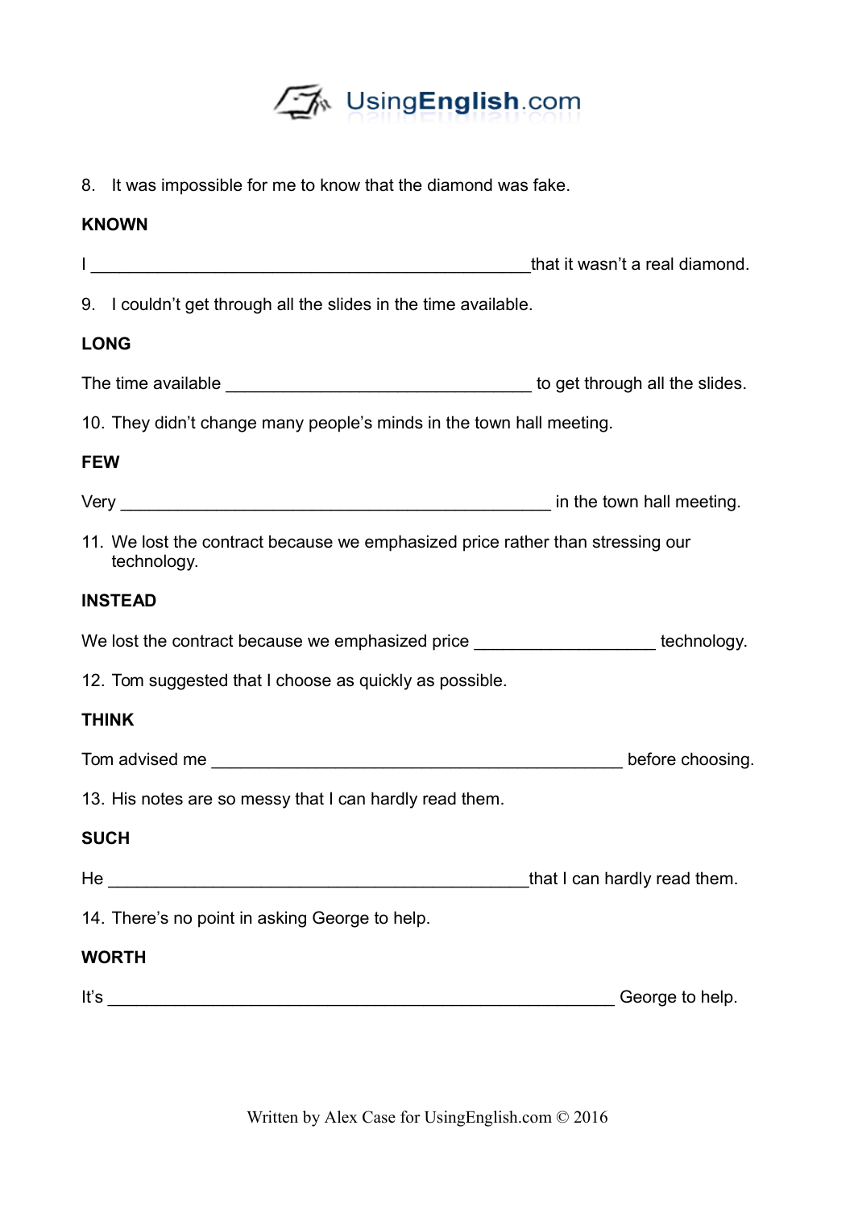8. It was impossible for me to know that the diamond was fake.

**KNOWN**

I ________________________________________________that it wasn't a real diamond.

9. I couldn't get through all the slides in the time available.

**LONG**

The time available _________________________________ to get through all the slides.

10. They didn't change many people's minds in the town hall meeting.

**FEW**

Very _______________________________________________ in the town hall meeting.

11. We lost the contract because we emphasized price rather than stressing our technology.

**INSTEAD**

We lost the contract because we emphasized price ___________________ technology.

12. Tom suggested that I choose as quickly as possible.

**THINK**

Tom advised me _____________________________________________ before choosing.

13. His notes are so messy that I can hardly read them.

**SUCH**

He ______________________________________________that I can hardly read them.

14. There's no point in asking George to help.

**WORTH**

It's ________________________________________________________ George to help.

Written by Alex Case for UsingEnglish.com © 2016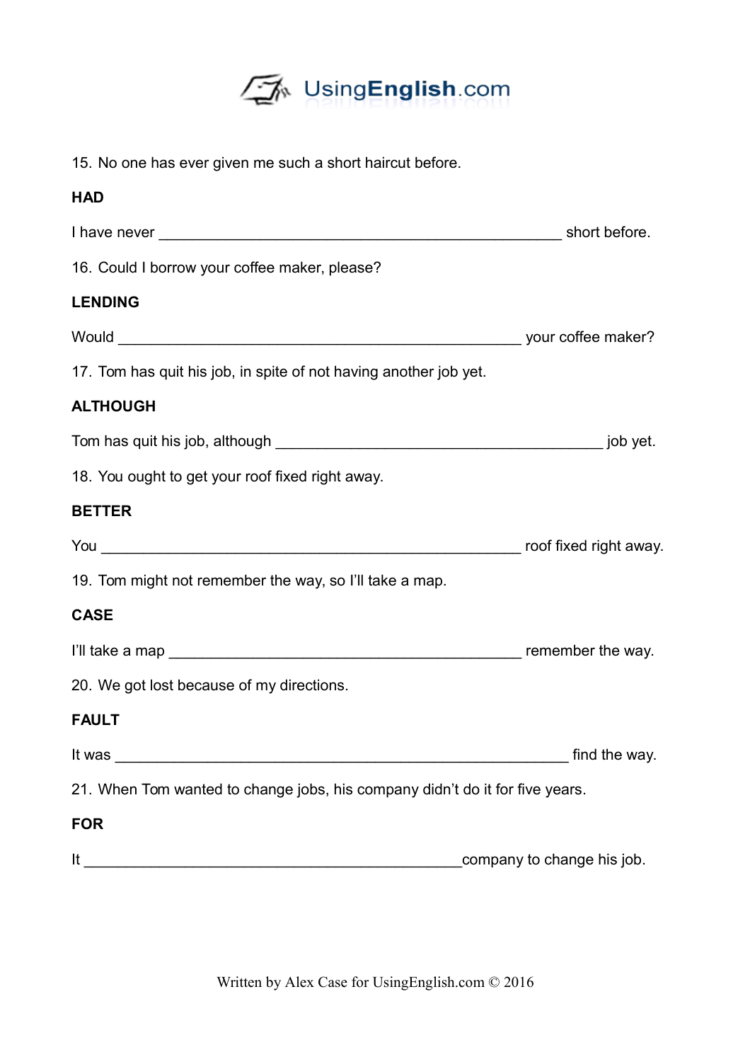15. No one has ever given me such a short haircut before.

**HAD**

I have never ___________________________________________________ short before.

16. Could I borrow your coffee maker, please?

**LENDING**

Would ___________________________________________________ your coffee maker?

17. Tom has quit his job, in spite of not having another job yet.

**ALTHOUGH**

Tom has quit his job, although _________________________________________ job yet.

18. You ought to get your roof fixed right away.

**BETTER**

You _____________________________________________________ roof fixed right away.

19. Tom might not remember the way, so I'll take a map.

**CASE**

I'll take a map ____________________________________________ remember the way.

20. We got lost because of my directions.

**FAULT**

It was _______________________________________________________ find the way.

21. When Tom wanted to change jobs, his company didn't do it for five years.

**FOR**

It ________________________________________________company to change his job.

Written by Alex Case for UsingEnglish.com © 2016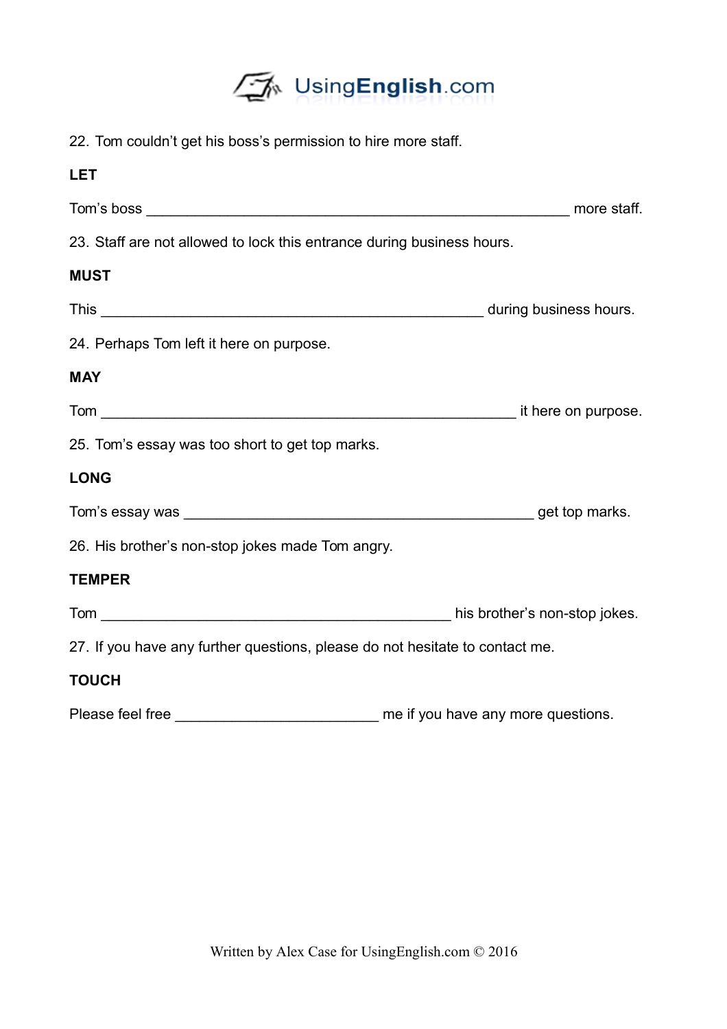22. Tom couldn't get his boss's permission to hire more staff.

**LET**

Tom's boss ______________________________________________________ more staff.

23. Staff are not allowed to lock this entrance during business hours.

**MUST**

This _________________________________________________ during business hours.

24. Perhaps Tom left it here on purpose.

**MAY**

Tom _____________________________________________________ it here on purpose.

25. Tom's essay was too short to get top marks.

**LONG**

Tom's essay was _____________________________________________ get top marks.

26. His brother's non-stop jokes made Tom angry.

**TEMPER**

Tom _____________________________________________ his brother's non-stop jokes.

27. If you have any further questions, please do not hesitate to contact me.

**TOUCH**

Please feel free __________________________ me if you have any more questions.

Written by Alex Case for UsingEnglish.com © 2016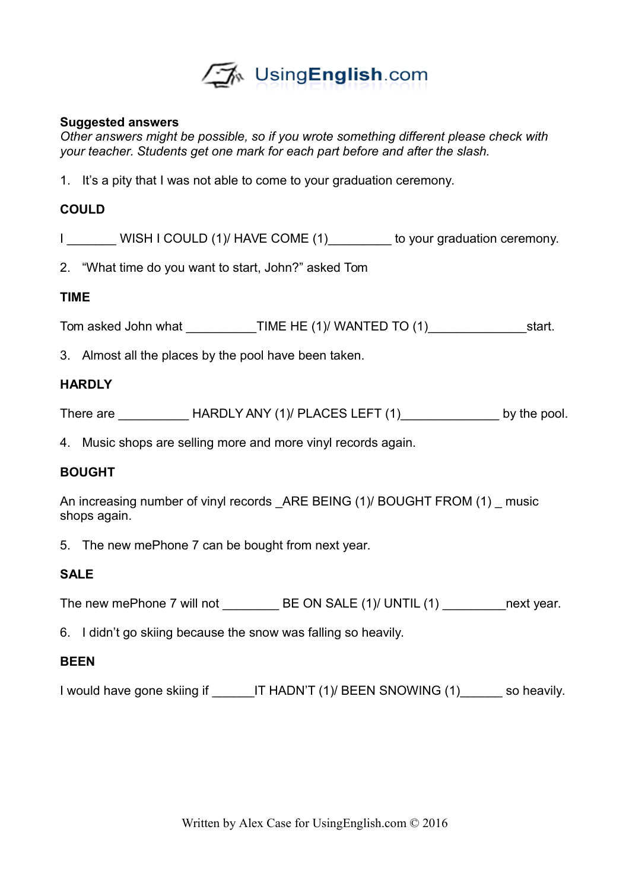UsingEnglish.com

**Suggested answers**

*Other answers might be possible, so if you wrote something different please check with your teacher. Students get one mark for each part before and after the slash.*

1. It's a pity that I was not able to come to your graduation ceremony.

**COULD**

I _______ WISH I COULD (1)/ HAVE COME (1)_________ to your graduation ceremony.

2. "What time do you want to start, John?" asked Tom

**TIME**

Tom asked John what __________TIME HE (1)/ WANTED TO (1)______________start.

3. Almost all the places by the pool have been taken.

**HARDLY**

There are __________ HARDLY ANY (1)/ PLACES LEFT (1)______________ by the pool.

4. Music shops are selling more and more vinyl records again.

**BOUGHT**

An increasing number of vinyl records _ARE BEING (1)/ BOUGHT FROM (1) _ music shops again.

5. The new mePhone 7 can be bought from next year.

**SALE**

The new mePhone 7 will not ________ BE ON SALE (1)/ UNTIL (1) _________next year.

6. I didn't go skiing because the snow was falling so heavily.

**BEEN**

I would have gone skiing if ______IT HADN'T (1)/ BEEN SNOWING (1)______ so heavily.

Written by Alex Case for UsingEnglish.com © 2016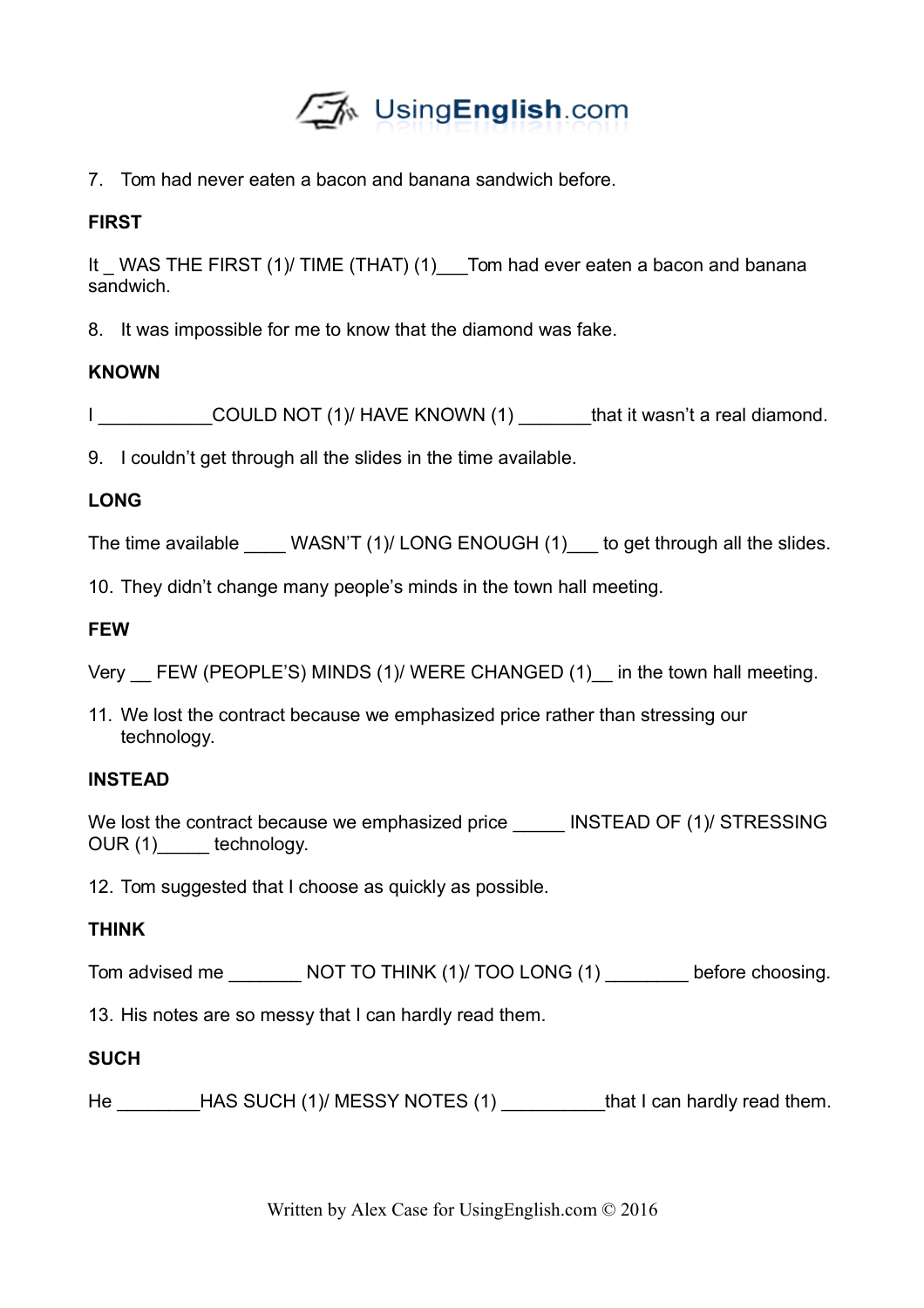7. Tom had never eaten a bacon and banana sandwich before.

**FIRST**

It _ WAS THE FIRST (1)/ TIME (THAT) (1)___Tom had ever eaten a bacon and banana sandwich.

8. It was impossible for me to know that the diamond was fake.

**KNOWN**

I ___________COULD NOT (1)/ HAVE KNOWN (1) _______that it wasn't a real diamond.

9. I couldn't get through all the slides in the time available.

**LONG**

The time available ____ WASN'T (1)/ LONG ENOUGH (1)___ to get through all the slides.

10. They didn't change many people's minds in the town hall meeting.

**FEW**

Very __ FEW (PEOPLE'S) MINDS (1)/ WERE CHANGED (1)__ in the town hall meeting.

11. We lost the contract because we emphasized price rather than stressing our technology.

**INSTEAD**

We lost the contract because we emphasized price _____ INSTEAD OF (1)/ STRESSING OUR (1)_____ technology.

12. Tom suggested that I choose as quickly as possible.

**THINK**

Tom advised me _______ NOT TO THINK (1)/ TOO LONG (1) ________ before choosing.

13. His notes are so messy that I can hardly read them.

**SUCH**

He ________HAS SUCH (1)/ MESSY NOTES (1) __________that I can hardly read them.

Written by Alex Case for UsingEnglish.com © 2016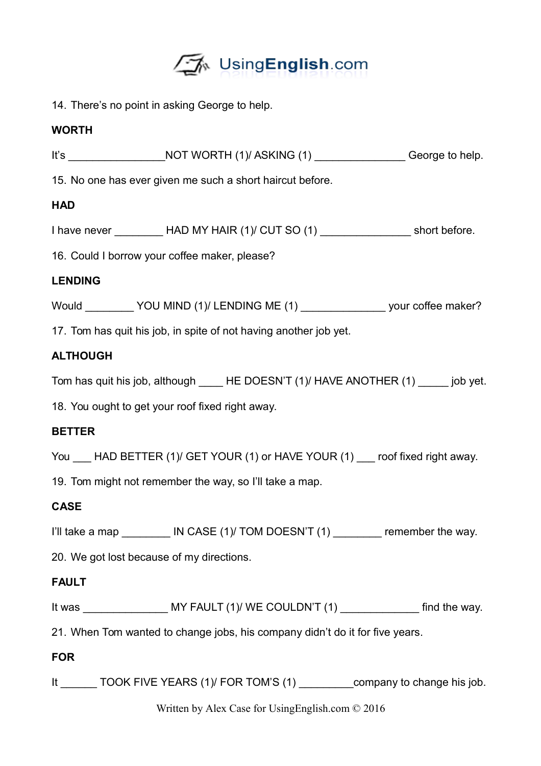14. There's no point in asking George to help.

**WORTH**

It's ________________NOT WORTH (1)/ ASKING (1) _______________ George to help.

15. No one has ever given me such a short haircut before.

**HAD**

I have never ________ HAD MY HAIR (1)/ CUT SO (1) _______________ short before.

16. Could I borrow your coffee maker, please?

**LENDING**

Would ________ YOU MIND (1)/ LENDING ME (1) ______________ your coffee maker?

17. Tom has quit his job, in spite of not having another job yet.

**ALTHOUGH**

Tom has quit his job, although ____ HE DOESN'T (1)/ HAVE ANOTHER (1) _____ job yet.

18. You ought to get your roof fixed right away.

**BETTER**

You ___ HAD BETTER (1)/ GET YOUR (1) or HAVE YOUR (1) ___ roof fixed right away.

19. Tom might not remember the way, so I'll take a map.

**CASE**

I'll take a map ________ IN CASE (1)/ TOM DOESN'T (1) ________ remember the way.

20. We got lost because of my directions.

**FAULT**

It was ______________ MY FAULT (1)/ WE COULDN'T (1) _____________ find the way.

21. When Tom wanted to change jobs, his company didn't do it for five years.

**FOR**

It ______ TOOK FIVE YEARS (1)/ FOR TOM'S (1) _________company to change his job.

Written by Alex Case for UsingEnglish.com © 2016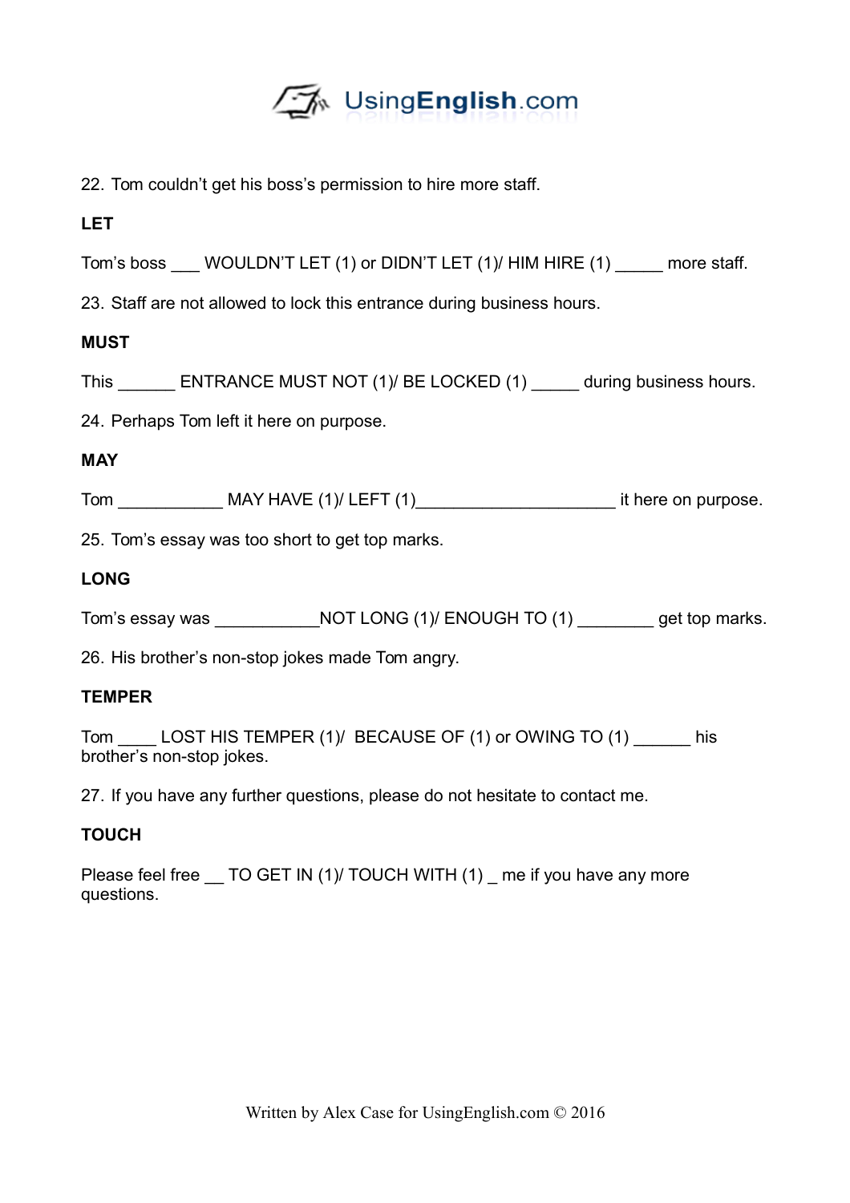22. Tom couldn't get his boss's permission to hire more staff.

**LET**

Tom's boss ___ WOULDN'T LET (1) or DIDN'T LET (1)/ HIM HIRE (1) _____ more staff.

23. Staff are not allowed to lock this entrance during business hours.

**MUST**

This ______ ENTRANCE MUST NOT (1)/ BE LOCKED (1) _____ during business hours.

24. Perhaps Tom left it here on purpose.

**MAY**

Tom ___________ MAY HAVE (1)/ LEFT (1)____________________ it here on purpose.

25. Tom's essay was too short to get top marks.

**LONG**

Tom's essay was ___________NOT LONG (1)/ ENOUGH TO (1) ________ get top marks.

26. His brother's non-stop jokes made Tom angry.

**TEMPER**

Tom ____ LOST HIS TEMPER (1)/ BECAUSE OF (1) or OWING TO (1) ______ his brother's non-stop jokes.

27. If you have any further questions, please do not hesitate to contact me.

**TOUCH**

Please feel free __ TO GET IN (1)/ TOUCH WITH (1) _ me if you have any more questions.